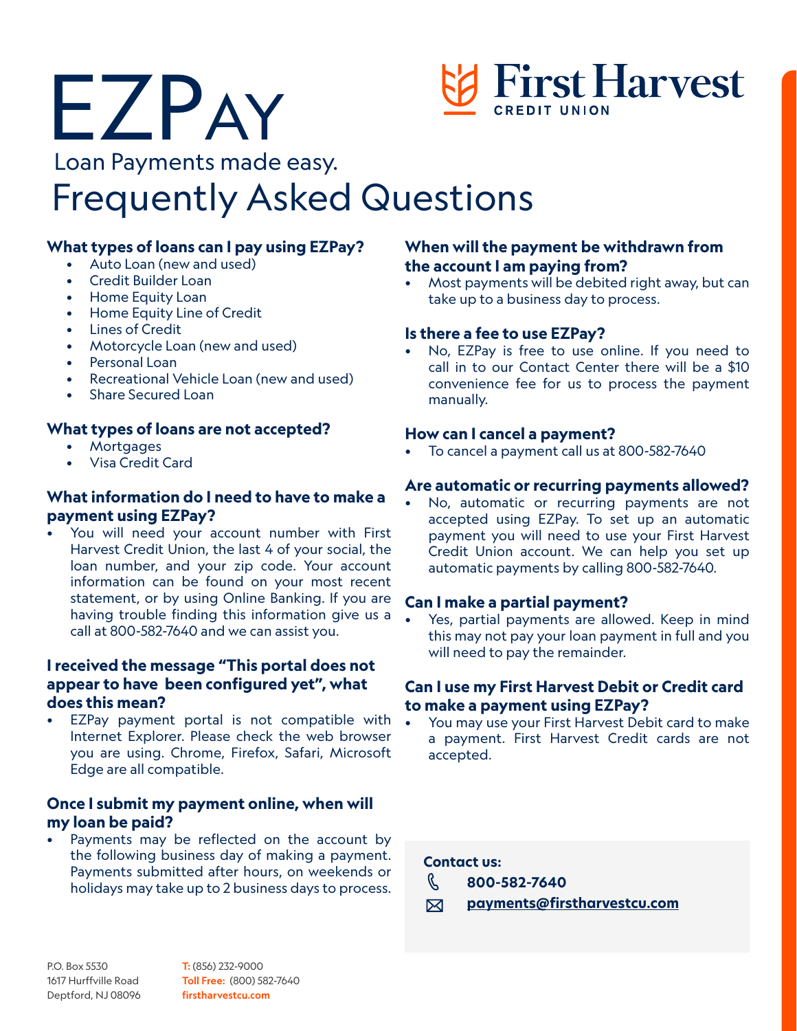# EZPay

First Harvest CREDIT UNION

Loan Payments made easy.

## Frequently Asked Questions

### What types of loans can I pay using EZPay?

- Auto Loan (new and used)
- Credit Builder Loan
- Home Equity Loan
- Home Equity Line of Credit
- Lines of Credit
- Motorcycle Loan (new and used)
- Personal Loan
- Recreational Vehicle Loan (new and used)
- Share Secured Loan

### What types of loans are not accepted?

- Mortgages
- Visa Credit Card

### What information do I need to have to make a payment using EZPay?

- You will need your account number with First Harvest Credit Union, the last 4 of your social, the loan number, and your zip code. Your account information can be found on your most recent statement, or by using Online Banking. If you are having trouble finding this information give us a call at 800-582-7640 and we can assist you.

### I received the message "This portal does not appear to have been configured yet", what does this mean?

- EZPay payment portal is not compatible with Internet Explorer. Please check the web browser you are using. Chrome, Firefox, Safari, Microsoft Edge are all compatible.

### Once I submit my payment online, when will my loan be paid?

- Payments may be reflected on the account by the following business day of making a payment. Payments submitted after hours, on weekends or holidays may take up to 2 business days to process.

### When will the payment be withdrawn from the account I am paying from?

- Most payments will be debited right away, but can take up to a business day to process.

### Is there a fee to use EZPay?

- No, EZPay is free to use online. If you need to call in to our Contact Center there will be a $10 convenience fee for us to process the payment manually.

### How can I cancel a payment?

- To cancel a payment call us at 800-582-7640

### Are automatic or recurring payments allowed?

- No, automatic or recurring payments are not accepted using EZPay. To set up an automatic payment you will need to use your First Harvest Credit Union account. We can help you set up automatic payments by calling 800-582-7640.

### Can I make a partial payment?

- Yes, partial payments are allowed. Keep in mind this may not pay your loan payment in full and you will need to pay the remainder.

### Can I use my First Harvest Debit or Credit card to make a payment using EZPay?

- You may use your First Harvest Debit card to make a payment. First Harvest Credit cards are not accepted.

**Contact us:**

**800-582-7640**

**payments@firstharvestcu.com**

P.O. Box 5530
1617 Hurffville Road
Deptford, NJ 08096

T: (856) 232-9000
Toll Free: (800) 582-7640
firstharvestcu.com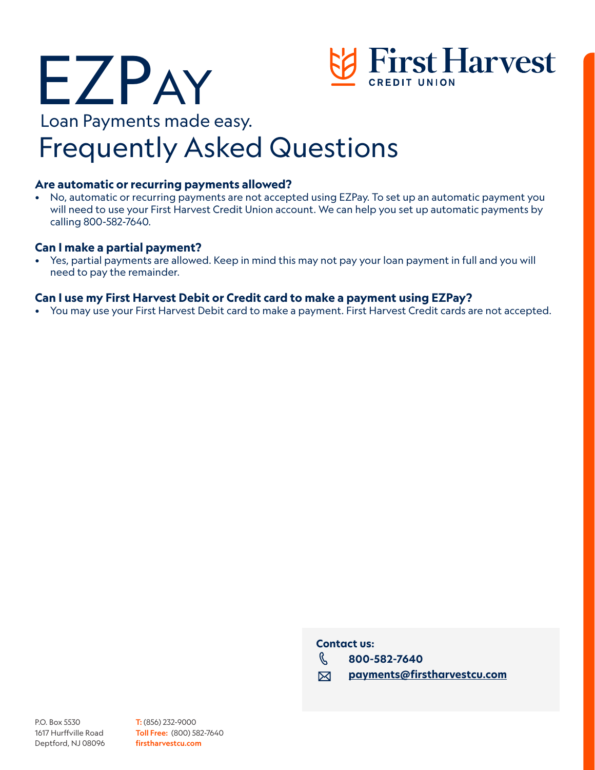# EZPay

Loan Payments made easy.

## Frequently Asked Questions

**Are automatic or recurring payments allowed?**

- No, automatic or recurring payments are not accepted using EZPay. To set up an automatic payment you will need to use your First Harvest Credit Union account. We can help you set up automatic payments by calling 800-582-7640.

**Can I make a partial payment?**

- Yes, partial payments are allowed. Keep in mind this may not pay your loan payment in full and you will need to pay the remainder.

**Can I use my First Harvest Debit or Credit card to make a payment using EZPay?**

- You may use your First Harvest Debit card to make a payment. First Harvest Credit cards are not accepted.

**Contact us:**

**800-582-7640**

**payments@firstharvestcu.com**

P.O. Box 5530
1617 Hurffville Road
Deptford, NJ 08096

T: (856) 232-9000
Toll Free: (800) 582-7640
firstharvestcu.com